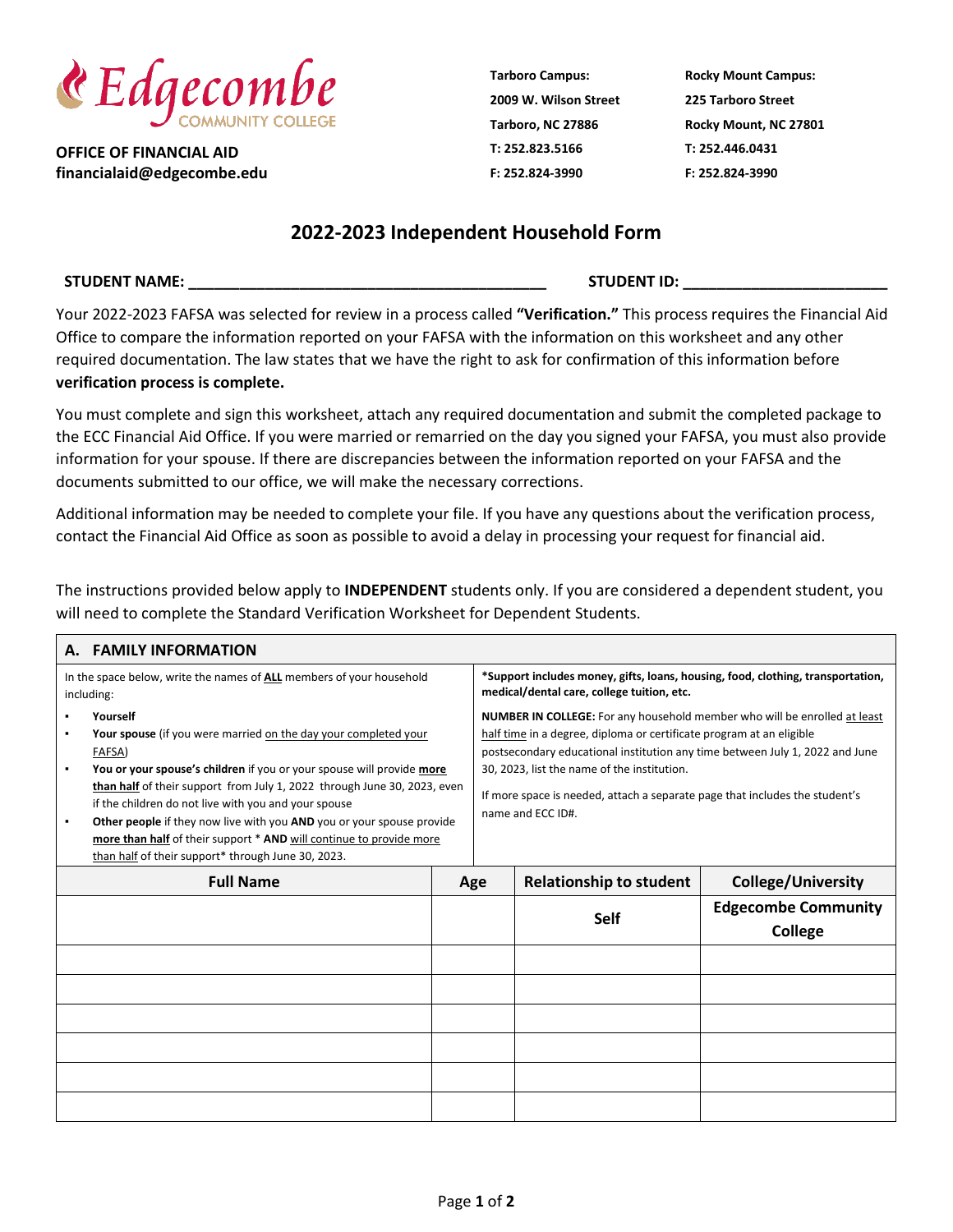Edgecombe COMMUNITY COLLEGE

**OFFICE OF FINANCIAL AID**
**financialaid@edgecombe.edu**

**Tarboro Campus:**
**2009 W. Wilson Street**
**Tarboro, NC 27886**
**T: 252.823.5166**
**F: 252.824-3990**

**Rocky Mount Campus:**
**225 Tarboro Street**
**Rocky Mount, NC 27801**
**T: 252.446.0431**
**F: 252.824-3990**

## 2022-2023 Independent Household Form

**STUDENT NAME:** ________________________________________ **STUDENT ID:** _______________________

Your 2022-2023 FAFSA was selected for review in a process called **"Verification."** This process requires the Financial Aid Office to compare the information reported on your FAFSA with the information on this worksheet and any other required documentation. The law states that we have the right to ask for confirmation of this information before **verification process is complete.**

You must complete and sign this worksheet, attach any required documentation and submit the completed package to the ECC Financial Aid Office. If you were married or remarried on the day you signed your FAFSA, you must also provide information for your spouse. If there are discrepancies between the information reported on your FAFSA and the documents submitted to our office, we will make the necessary corrections.

Additional information may be needed to complete your file. If you have any questions about the verification process, contact the Financial Aid Office as soon as possible to avoid a delay in processing your request for financial aid.

The instructions provided below apply to **INDEPENDENT** students only. If you are considered a dependent student, you will need to complete the Standard Verification Worksheet for Dependent Students.

### A. FAMILY INFORMATION

In the space below, write the names of **ALL** members of your household including:

- **Yourself**
- **Your spouse** (if you were married on the day your completed your FAFSA)
- **You or your spouse's children** if you or your spouse will provide **more than half** of their support from July 1, 2022 through June 30, 2023, even if the children do not live with you and your spouse
- **Other people** if they now live with you **AND** you or your spouse provide **more than half** of their support * **AND** will continue to provide more than half of their support* through June 30, 2023.

***Support includes money, gifts, loans, housing, food, clothing, transportation, medical/dental care, college tuition, etc.**

**NUMBER IN COLLEGE:** For any household member who will be enrolled at least half time in a degree, diploma or certificate program at an eligible postsecondary educational institution any time between July 1, 2022 and June 30, 2023, list the name of the institution.

If more space is needed, attach a separate page that includes the student's name and ECC ID#.

| Full Name | Age | Relationship to student | College/University |
|---|---|---|---|
| | | **Self** | **Edgecombe Community College** |
| | | | |
| | | | |
| | | | |
| | | | |
| | | | |
| | | | |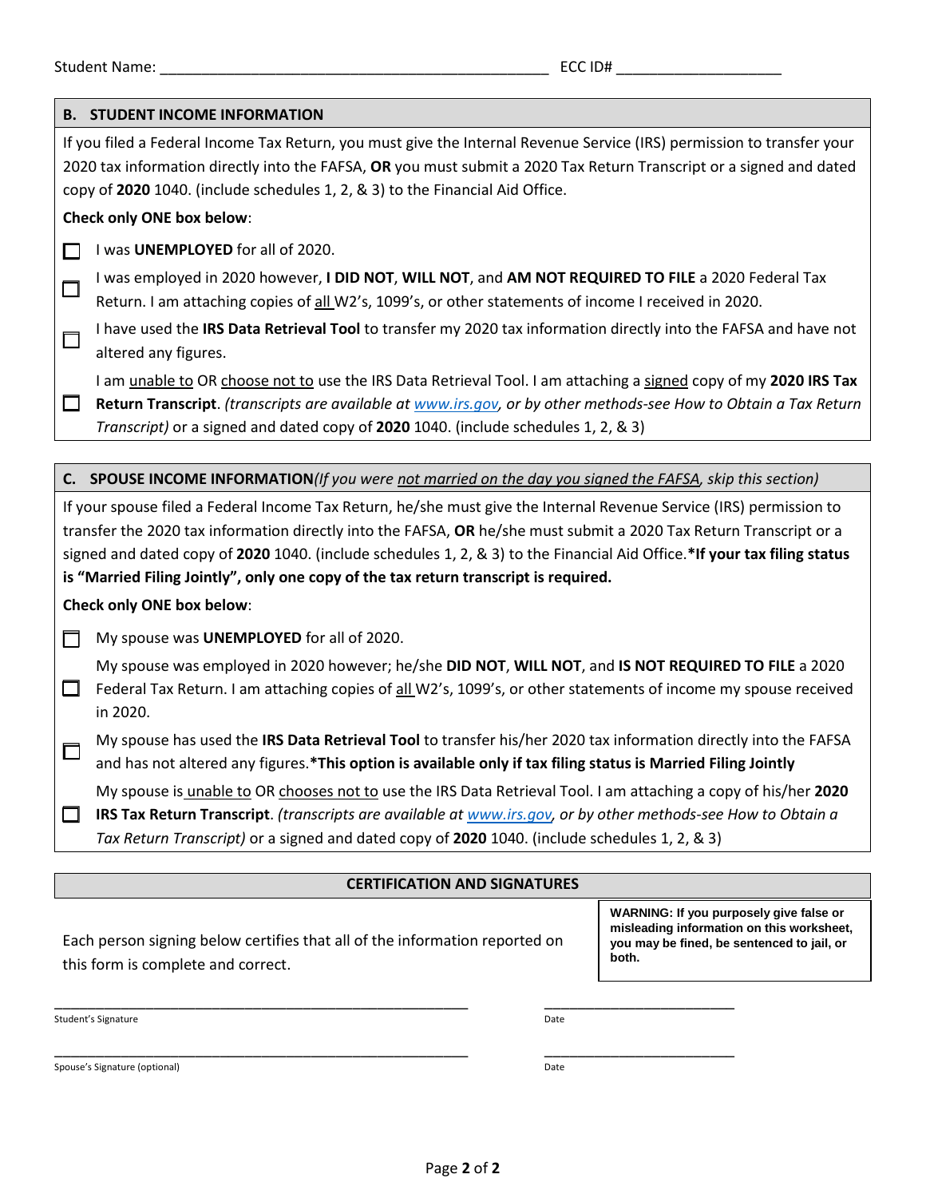Student Name: ______________________________________________ ECC ID# ____________________

## B. STUDENT INCOME INFORMATION

If you filed a Federal Income Tax Return, you must give the Internal Revenue Service (IRS) permission to transfer your 2020 tax information directly into the FAFSA, **OR** you must submit a 2020 Tax Return Transcript or a signed and dated copy of **2020** 1040. (include schedules 1, 2, & 3) to the Financial Aid Office.

**Check only ONE box below**:

- ☐ I was **UNEMPLOYED** for all of 2020.
- ☐ I was employed in 2020 however, **I DID NOT**, **WILL NOT**, and **AM NOT REQUIRED TO FILE** a 2020 Federal Tax Return. I am attaching copies of all W2's, 1099's, or other statements of income I received in 2020.
- ☐ I have used the **IRS Data Retrieval Tool** to transfer my 2020 tax information directly into the FAFSA and have not altered any figures.
- ☐ I am unable to OR choose not to use the IRS Data Retrieval Tool. I am attaching a signed copy of my **2020 IRS Tax Return Transcript**. *(transcripts are available at www.irs.gov, or by other methods-see How to Obtain a Tax Return Transcript)* or a signed and dated copy of **2020** 1040. (include schedules 1, 2, & 3)

## C. SPOUSE INCOME INFORMATION *(If you were not married on the day you signed the FAFSA, skip this section)*

If your spouse filed a Federal Income Tax Return, he/she must give the Internal Revenue Service (IRS) permission to transfer the 2020 tax information directly into the FAFSA, **OR** he/she must submit a 2020 Tax Return Transcript or a signed and dated copy of **2020** 1040. (include schedules 1, 2, & 3) to the Financial Aid Office. **\*If your tax filing status is "Married Filing Jointly", only one copy of the tax return transcript is required.**

**Check only ONE box below**:

- ☐ My spouse was **UNEMPLOYED** for all of 2020.
- ☐ My spouse was employed in 2020 however; he/she **DID NOT**, **WILL NOT**, and **IS NOT REQUIRED TO FILE** a 2020 Federal Tax Return. I am attaching copies of all W2's, 1099's, or other statements of income my spouse received in 2020.
- ☐ My spouse has used the **IRS Data Retrieval Tool** to transfer his/her 2020 tax information directly into the FAFSA and has not altered any figures. **\*This option is available only if tax filing status is Married Filing Jointly**
- ☐ My spouse is unable to OR chooses not to use the IRS Data Retrieval Tool. I am attaching a copy of his/her **2020 IRS Tax Return Transcript**. *(transcripts are available at www.irs.gov, or by other methods-see How to Obtain a Tax Return Transcript)* or a signed and dated copy of **2020** 1040. (include schedules 1, 2, & 3)

## CERTIFICATION AND SIGNATURES

Each person signing below certifies that all of the information reported on this form is complete and correct.

**WARNING: If you purposely give false or misleading information on this worksheet, you may be fined, be sentenced to jail, or both.**

_____________________________________________ _________________________

Student's Signature Date

_____________________________________________ _________________________

Spouse's Signature (optional) Date